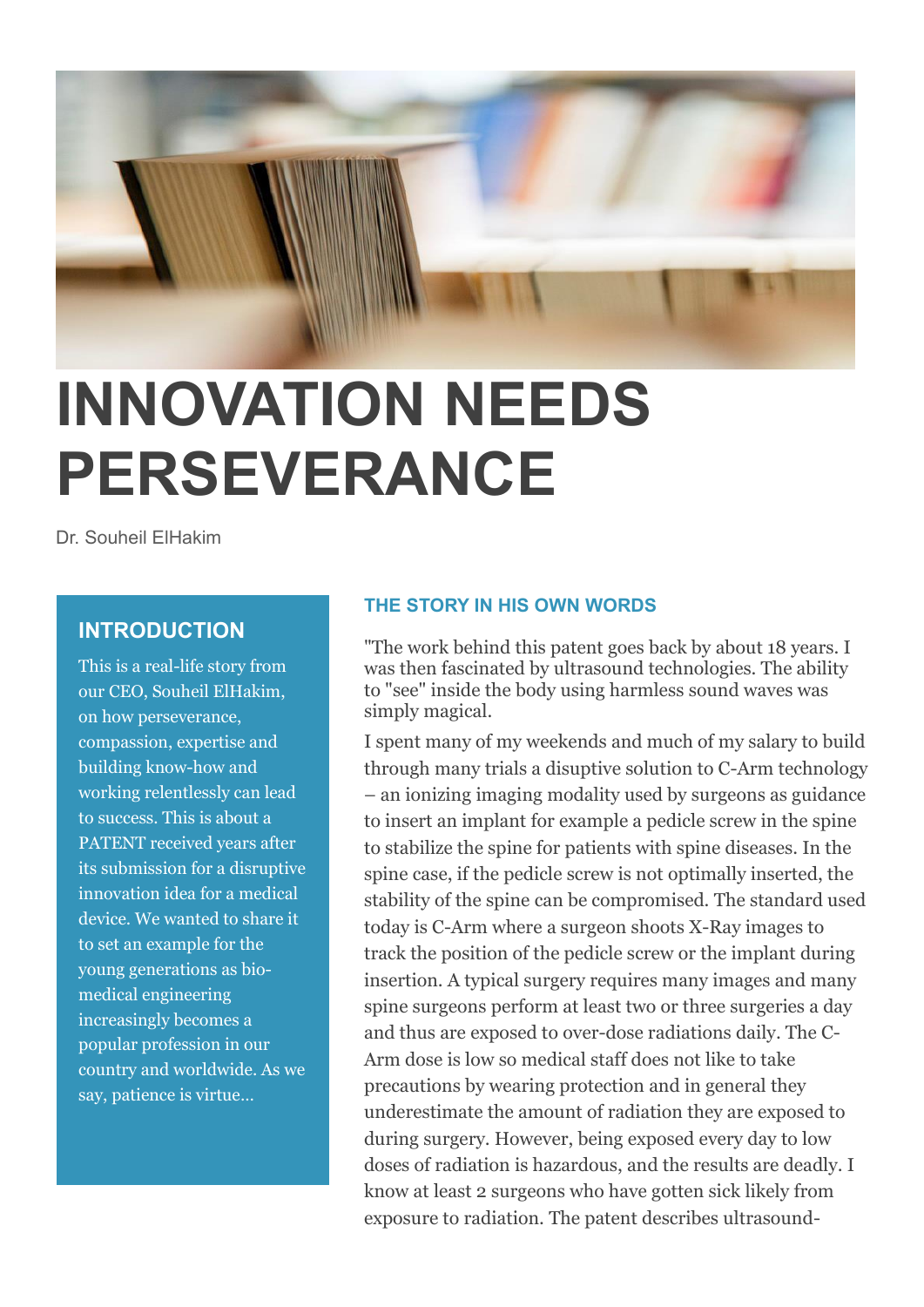# INNOVATION NEEDS PERSEVERANCE

Dr. Souheil ElHakim

## INTRODUCTION

This is a real-life story from our CEO, Souheil ElHakim, on how perseverance, compassion, expertise and building know-how and working relentlessly can lead to success. This is about a PATENT received years after its submission for a disruptive innovation idea for a medical device. We wanted to share it to set an example for the young generations as bio-medical engineering increasingly becomes a popular profession in our country and worldwide. As we say, patience is virtue…

### THE STORY IN HIS OWN WORDS

"The work behind this patent goes back by about 18 years. I was then fascinated by ultrasound technologies. The ability to "see" inside the body using harmless sound waves was simply magical.

I spent many of my weekends and much of my salary to build through many trials a disuptive solution to C-Arm technology – an ionizing imaging modality used by surgeons as guidance to insert an implant for example a pedicle screw in the spine to stabilize the spine for patients with spine diseases. In the spine case, if the pedicle screw is not optimally inserted, the stability of the spine can be compromised. The standard used today is C-Arm where a surgeon shoots X-Ray images to track the position of the pedicle screw or the implant during insertion. A typical surgery requires many images and many spine surgeons perform at least two or three surgeries a day and thus are exposed to over-dose radiations daily. The C-Arm dose is low so medical staff does not like to take precautions by wearing protection and in general they underestimate the amount of radiation they are exposed to during surgery. However, being exposed every day to low doses of radiation is hazardous, and the results are deadly. I know at least 2 surgeons who have gotten sick likely from exposure to radiation. The patent describes ultrasound-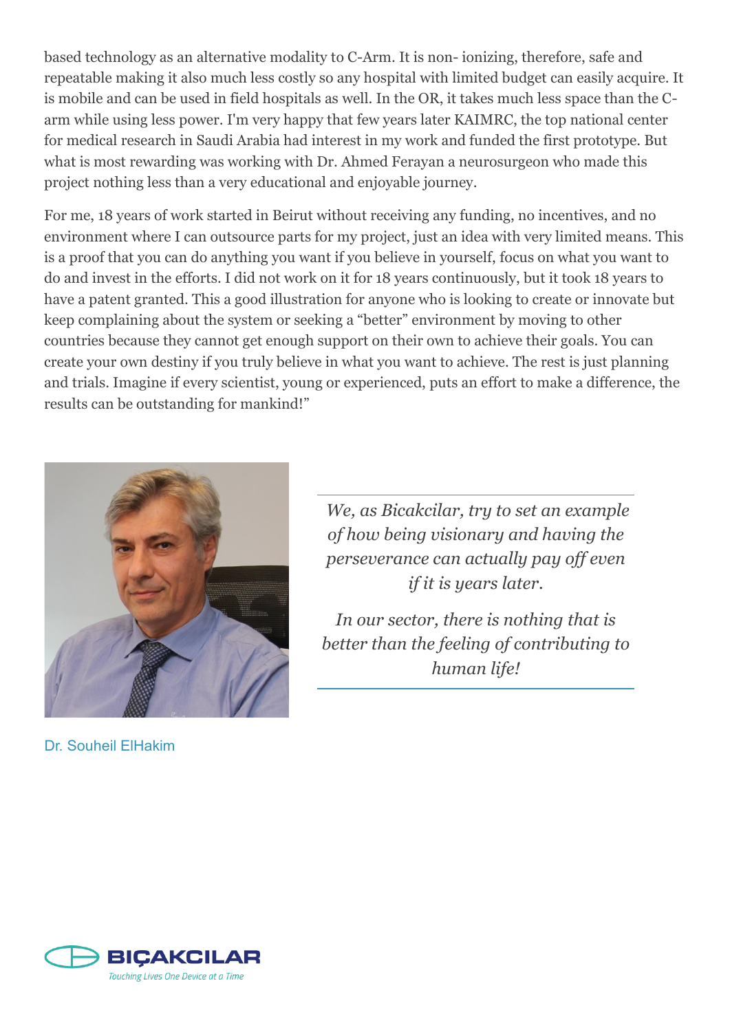based technology as an alternative modality to C-Arm. It is non- ionizing, therefore, safe and repeatable making it also much less costly so any hospital with limited budget can easily acquire. It is mobile and can be used in field hospitals as well. In the OR, it takes much less space than the C-arm while using less power. I'm very happy that few years later KAIMRC, the top national center for medical research in Saudi Arabia had interest in my work and funded the first prototype. But what is most rewarding was working with Dr. Ahmed Ferayan a neurosurgeon who made this project nothing less than a very educational and enjoyable journey.

For me, 18 years of work started in Beirut without receiving any funding, no incentives, and no environment where I can outsource parts for my project, just an idea with very limited means. This is a proof that you can do anything you want if you believe in yourself, focus on what you want to do and invest in the efforts. I did not work on it for 18 years continuously, but it took 18 years to have a patent granted. This a good illustration for anyone who is looking to create or innovate but keep complaining about the system or seeking a "better" environment by moving to other countries because they cannot get enough support on their own to achieve their goals. You can create your own destiny if you truly believe in what you want to achieve. The rest is just planning and trials. Imagine if every scientist, young or experienced, puts an effort to make a difference, the results can be outstanding for mankind!"

Dr. Souheil ElHakim

*We, as Bicakcilar, try to set an example of how being visionary and having the perseverance can actually pay off even if it is years later.*

*In our sector, there is nothing that is better than the feeling of contributing to human life!*

BIÇAKCILAR

*Touching Lives One Device at a Time*